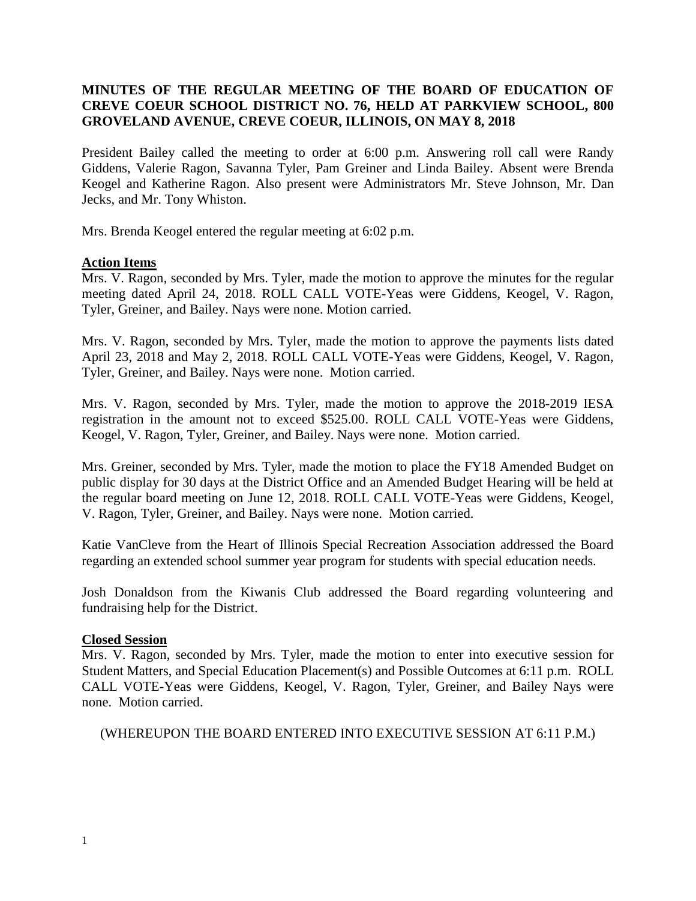**MINUTES OF THE REGULAR MEETING OF THE BOARD OF EDUCATION OF CREVE COEUR SCHOOL DISTRICT NO. 76, HELD AT PARKVIEW SCHOOL, 800 GROVELAND AVENUE, CREVE COEUR, ILLINOIS, ON MAY 8, 2018**

President Bailey called the meeting to order at 6:00 p.m. Answering roll call were Randy Giddens, Valerie Ragon, Savanna Tyler, Pam Greiner and Linda Bailey. Absent were Brenda Keogel and Katherine Ragon. Also present were Administrators Mr. Steve Johnson, Mr. Dan Jecks, and Mr. Tony Whiston.

Mrs. Brenda Keogel entered the regular meeting at 6:02 p.m.

## Action Items

Mrs. V. Ragon, seconded by Mrs. Tyler, made the motion to approve the minutes for the regular meeting dated April 24, 2018. ROLL CALL VOTE-Yeas were Giddens, Keogel, V. Ragon, Tyler, Greiner, and Bailey. Nays were none. Motion carried.

Mrs. V. Ragon, seconded by Mrs. Tyler, made the motion to approve the payments lists dated April 23, 2018 and May 2, 2018. ROLL CALL VOTE-Yeas were Giddens, Keogel, V. Ragon, Tyler, Greiner, and Bailey. Nays were none. Motion carried.

Mrs. V. Ragon, seconded by Mrs. Tyler, made the motion to approve the 2018-2019 IESA registration in the amount not to exceed $525.00. ROLL CALL VOTE-Yeas were Giddens, Keogel, V. Ragon, Tyler, Greiner, and Bailey. Nays were none. Motion carried.

Mrs. Greiner, seconded by Mrs. Tyler, made the motion to place the FY18 Amended Budget on public display for 30 days at the District Office and an Amended Budget Hearing will be held at the regular board meeting on June 12, 2018. ROLL CALL VOTE-Yeas were Giddens, Keogel, V. Ragon, Tyler, Greiner, and Bailey. Nays were none. Motion carried.

Katie VanCleve from the Heart of Illinois Special Recreation Association addressed the Board regarding an extended school summer year program for students with special education needs.

Josh Donaldson from the Kiwanis Club addressed the Board regarding volunteering and fundraising help for the District.

## Closed Session

Mrs. V. Ragon, seconded by Mrs. Tyler, made the motion to enter into executive session for Student Matters, and Special Education Placement(s) and Possible Outcomes at 6:11 p.m. ROLL CALL VOTE-Yeas were Giddens, Keogel, V. Ragon, Tyler, Greiner, and Bailey Nays were none. Motion carried.

(WHEREUPON THE BOARD ENTERED INTO EXECUTIVE SESSION AT 6:11 P.M.)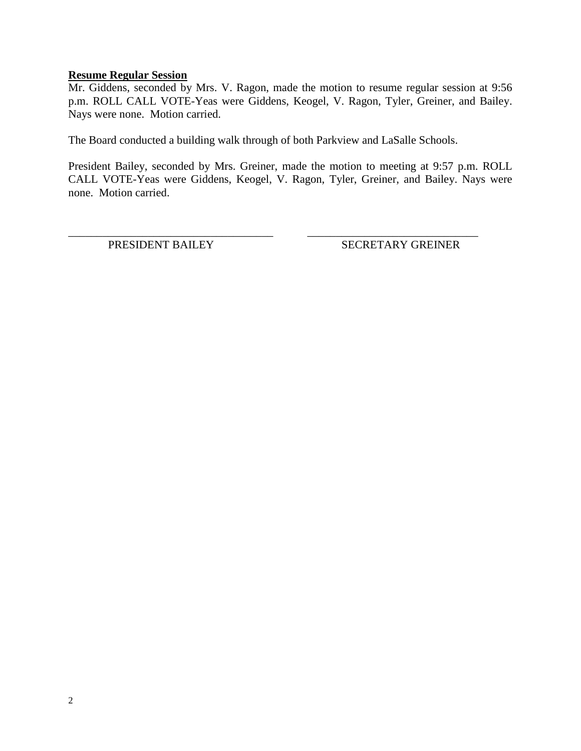**Resume Regular Session**

Mr. Giddens, seconded by Mrs. V. Ragon, made the motion to resume regular session at 9:56 p.m. ROLL CALL VOTE-Yeas were Giddens, Keogel, V. Ragon, Tyler, Greiner, and Bailey. Nays were none. Motion carried.

The Board conducted a building walk through of both Parkview and LaSalle Schools.

President Bailey, seconded by Mrs. Greiner, made the motion to meeting at 9:57 p.m. ROLL CALL VOTE-Yeas were Giddens, Keogel, V. Ragon, Tyler, Greiner, and Bailey. Nays were none. Motion carried.

\_\_\_\_\_\_\_\_\_\_\_\_\_\_\_\_\_\_\_\_\_\_\_\_\_\_\_\_\_\_\_\_\_\_\_\_ \_\_\_\_\_\_\_\_\_\_\_\_\_\_\_\_\_\_\_\_\_\_\_\_\_\_\_\_\_\_\_

PRESIDENT BAILEY SECRETARY GREINER